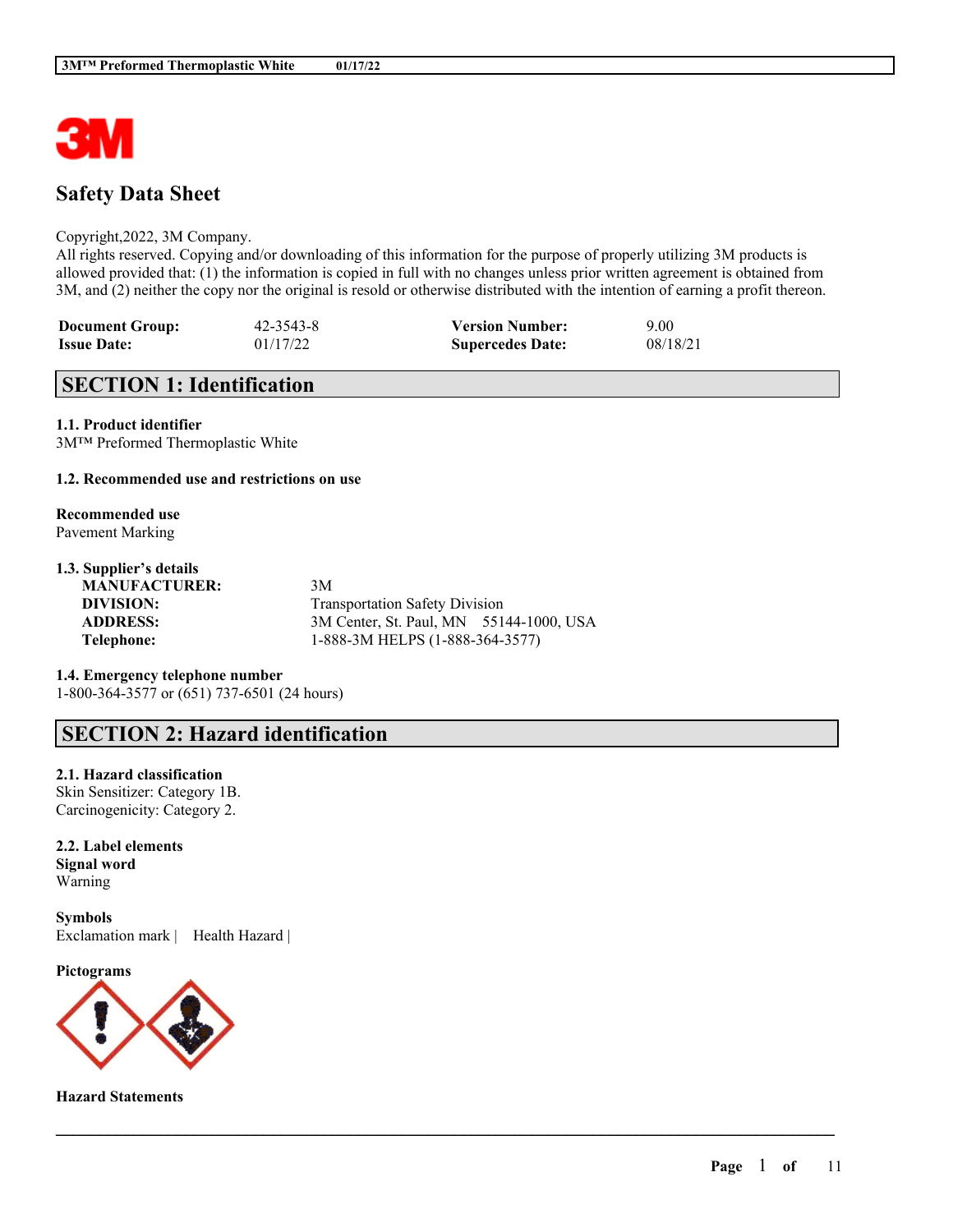# Safety Data Sheet

Copyright,2022, 3M Company.
All rights reserved. Copying and/or downloading of this information for the purpose of properly utilizing 3M products is allowed provided that: (1) the information is copied in full with no changes unless prior written agreement is obtained from 3M, and (2) neither the copy nor the original is resold or otherwise distributed with the intention of earning a profit thereon.

| **Document Group:** | 42-3543-8 | **Version Number:** | 9.00 |
|---|---|---|---|
| **Issue Date:** | 01/17/22 | **Supercedes Date:** | 08/18/21 |

## SECTION 1: Identification

**1.1. Product identifier**
3M™ Preformed Thermoplastic White

**1.2. Recommended use and restrictions on use**

**Recommended use**
Pavement Marking

**1.3. Supplier's details**

| | |
|---|---|
| **MANUFACTURER:** | 3M |
| **DIVISION:** | Transportation Safety Division |
| **ADDRESS:** | 3M Center, St. Paul, MN 55144-1000, USA |
| **Telephone:** | 1-888-3M HELPS (1-888-364-3577) |

**1.4. Emergency telephone number**
1-800-364-3577 or (651) 737-6501 (24 hours)

## SECTION 2: Hazard identification

**2.1. Hazard classification**
Skin Sensitizer: Category 1B.
Carcinogenicity: Category 2.

**2.2. Label elements**

**Signal word**
Warning

**Symbols**
Exclamation mark | Health Hazard |

**Pictograms**

**Hazard Statements**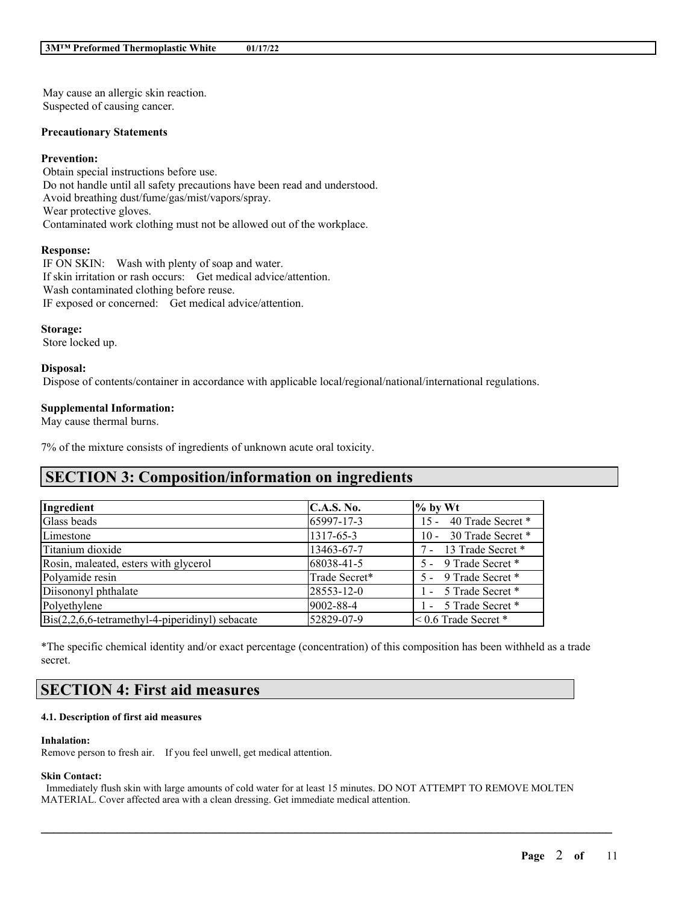May cause an allergic skin reaction.
Suspected of causing cancer.

**Precautionary Statements**

**Prevention:**
Obtain special instructions before use.
Do not handle until all safety precautions have been read and understood.
Avoid breathing dust/fume/gas/mist/vapors/spray.
Wear protective gloves.
Contaminated work clothing must not be allowed out of the workplace.

**Response:**
IF ON SKIN: Wash with plenty of soap and water.
If skin irritation or rash occurs: Get medical advice/attention.
Wash contaminated clothing before reuse.
IF exposed or concerned: Get medical advice/attention.

**Storage:**
Store locked up.

**Disposal:**
Dispose of contents/container in accordance with applicable local/regional/national/international regulations.

**Supplemental Information:**
May cause thermal burns.

7% of the mixture consists of ingredients of unknown acute oral toxicity.

## SECTION 3: Composition/information on ingredients

| Ingredient | C.A.S. No. | % by Wt |
| --- | --- | --- |
| Glass beads | 65997-17-3 | 15 - 40 Trade Secret * |
| Limestone | 1317-65-3 | 10 - 30 Trade Secret * |
| Titanium dioxide | 13463-67-7 | 7 - 13 Trade Secret * |
| Rosin, maleated, esters with glycerol | 68038-41-5 | 5 - 9 Trade Secret * |
| Polyamide resin | Trade Secret* | 5 - 9 Trade Secret * |
| Diisononyl phthalate | 28553-12-0 | 1 - 5 Trade Secret * |
| Polyethylene | 9002-88-4 | 1 - 5 Trade Secret * |
| Bis(2,2,6,6-tetramethyl-4-piperidinyl) sebacate | 52829-07-9 | < 0.6 Trade Secret * |

*The specific chemical identity and/or exact percentage (concentration) of this composition has been withheld as a trade secret.

## SECTION 4: First aid measures

### 4.1. Description of first aid measures

**Inhalation:**
Remove person to fresh air. If you feel unwell, get medical attention.

**Skin Contact:**
Immediately flush skin with large amounts of cold water for at least 15 minutes. DO NOT ATTEMPT TO REMOVE MOLTEN MATERIAL. Cover affected area with a clean dressing. Get immediate medical attention.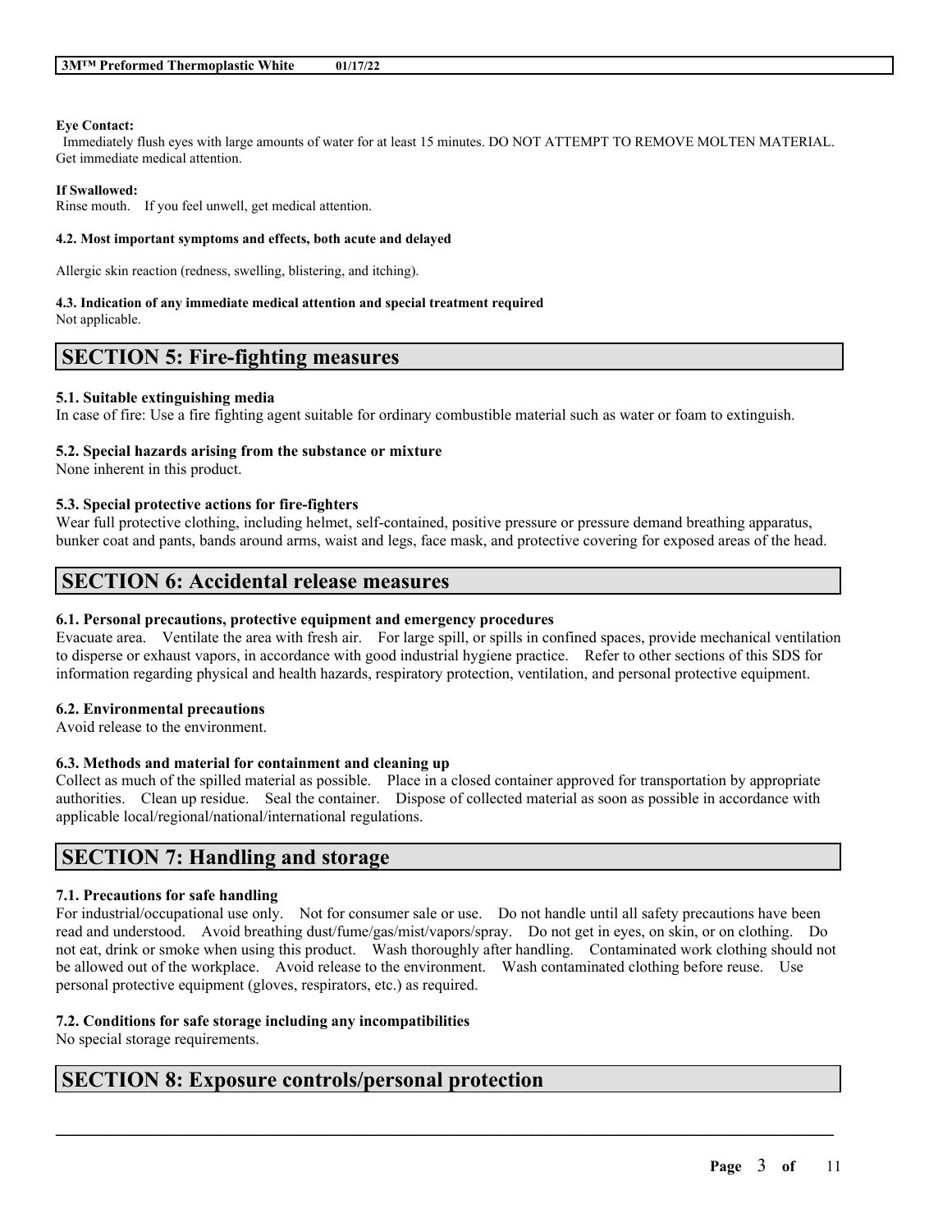**Eye Contact:**
Immediately flush eyes with large amounts of water for at least 15 minutes. DO NOT ATTEMPT TO REMOVE MOLTEN MATERIAL. Get immediate medical attention.

**If Swallowed:**
Rinse mouth. If you feel unwell, get medical attention.

**4.2. Most important symptoms and effects, both acute and delayed**

Allergic skin reaction (redness, swelling, blistering, and itching).

**4.3. Indication of any immediate medical attention and special treatment required**
Not applicable.

## SECTION 5: Fire-fighting measures

### 5.1. Suitable extinguishing media
In case of fire: Use a fire fighting agent suitable for ordinary combustible material such as water or foam to extinguish.

### 5.2. Special hazards arising from the substance or mixture
None inherent in this product.

### 5.3. Special protective actions for fire-fighters
Wear full protective clothing, including helmet, self-contained, positive pressure or pressure demand breathing apparatus, bunker coat and pants, bands around arms, waist and legs, face mask, and protective covering for exposed areas of the head.

## SECTION 6: Accidental release measures

### 6.1. Personal precautions, protective equipment and emergency procedures
Evacuate area. Ventilate the area with fresh air. For large spill, or spills in confined spaces, provide mechanical ventilation to disperse or exhaust vapors, in accordance with good industrial hygiene practice. Refer to other sections of this SDS for information regarding physical and health hazards, respiratory protection, ventilation, and personal protective equipment.

### 6.2. Environmental precautions
Avoid release to the environment.

### 6.3. Methods and material for containment and cleaning up
Collect as much of the spilled material as possible. Place in a closed container approved for transportation by appropriate authorities. Clean up residue. Seal the container. Dispose of collected material as soon as possible in accordance with applicable local/regional/national/international regulations.

## SECTION 7: Handling and storage

### 7.1. Precautions for safe handling
For industrial/occupational use only. Not for consumer sale or use. Do not handle until all safety precautions have been read and understood. Avoid breathing dust/fume/gas/mist/vapors/spray. Do not get in eyes, on skin, or on clothing. Do not eat, drink or smoke when using this product. Wash thoroughly after handling. Contaminated work clothing should not be allowed out of the workplace. Avoid release to the environment. Wash contaminated clothing before reuse. Use personal protective equipment (gloves, respirators, etc.) as required.

### 7.2. Conditions for safe storage including any incompatibilities
No special storage requirements.

## SECTION 8: Exposure controls/personal protection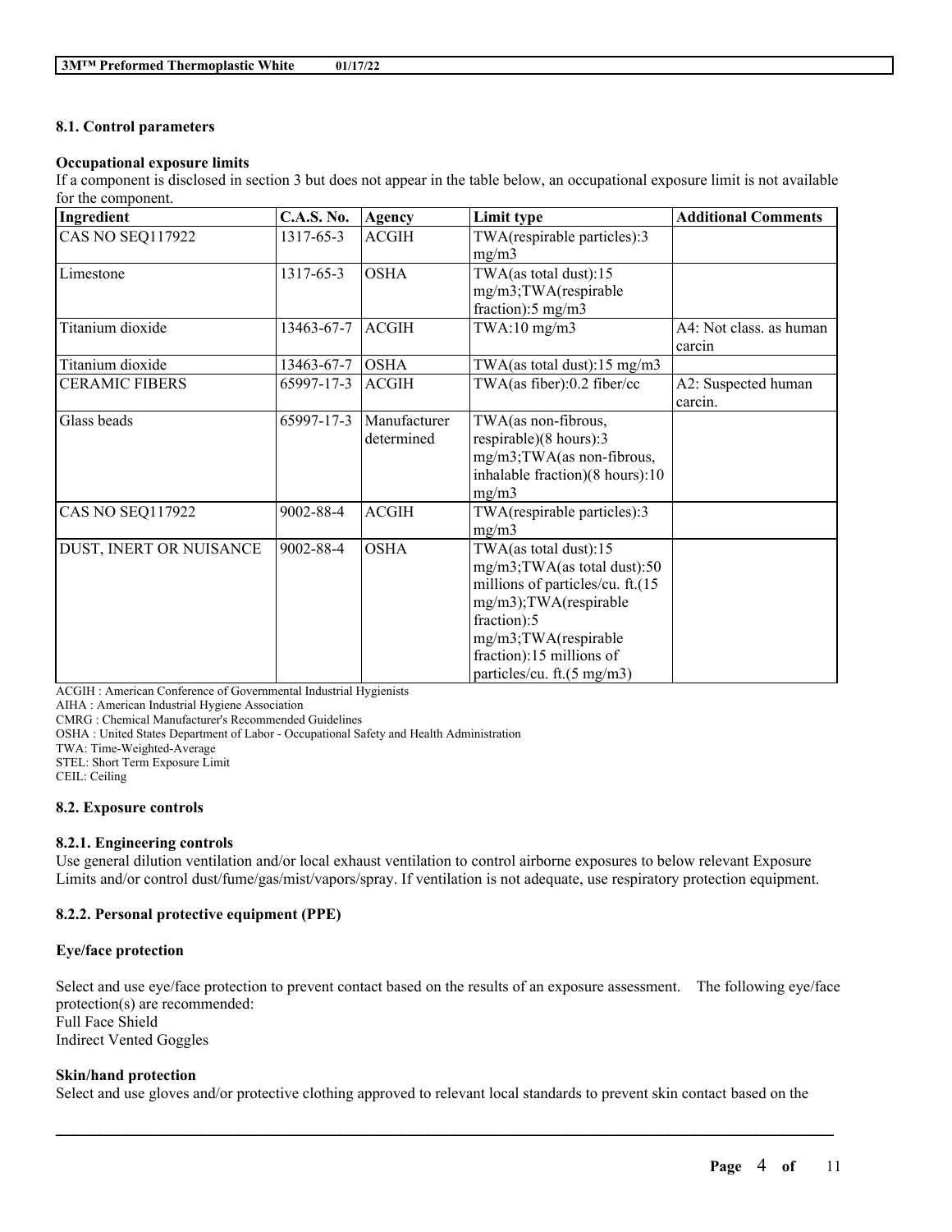### 8.1. Control parameters

**Occupational exposure limits**

If a component is disclosed in section 3 but does not appear in the table below, an occupational exposure limit is not available for the component.

| Ingredient | C.A.S. No. | Agency | Limit type | Additional Comments |
|---|---|---|---|---|
| CAS NO SEQ117922 | 1317-65-3 | ACGIH | TWA(respirable particles):3 mg/m3 | |
| Limestone | 1317-65-3 | OSHA | TWA(as total dust):15 mg/m3;TWA(respirable fraction):5 mg/m3 | |
| Titanium dioxide | 13463-67-7 | ACGIH | TWA:10 mg/m3 | A4: Not class. as human carcin |
| Titanium dioxide | 13463-67-7 | OSHA | TWA(as total dust):15 mg/m3 | |
| CERAMIC FIBERS | 65997-17-3 | ACGIH | TWA(as fiber):0.2 fiber/cc | A2: Suspected human carcin. |
| Glass beads | 65997-17-3 | Manufacturer determined | TWA(as non-fibrous, respirable)(8 hours):3 mg/m3;TWA(as non-fibrous, inhalable fraction)(8 hours):10 mg/m3 | |
| CAS NO SEQ117922 | 9002-88-4 | ACGIH | TWA(respirable particles):3 mg/m3 | |
| DUST, INERT OR NUISANCE | 9002-88-4 | OSHA | TWA(as total dust):15 mg/m3;TWA(as total dust):50 millions of particles/cu. ft.(15 mg/m3);TWA(respirable fraction):5 mg/m3;TWA(respirable fraction):15 millions of particles/cu. ft.(5 mg/m3) | |

ACGIH : American Conference of Governmental Industrial Hygienists
AIHA : American Industrial Hygiene Association
CMRG : Chemical Manufacturer's Recommended Guidelines
OSHA : United States Department of Labor - Occupational Safety and Health Administration
TWA: Time-Weighted-Average
STEL: Short Term Exposure Limit
CEIL: Ceiling

### 8.2. Exposure controls

#### 8.2.1. Engineering controls

Use general dilution ventilation and/or local exhaust ventilation to control airborne exposures to below relevant Exposure Limits and/or control dust/fume/gas/mist/vapors/spray. If ventilation is not adequate, use respiratory protection equipment.

#### 8.2.2. Personal protective equipment (PPE)

**Eye/face protection**

Select and use eye/face protection to prevent contact based on the results of an exposure assessment. The following eye/face protection(s) are recommended:
Full Face Shield
Indirect Vented Goggles

**Skin/hand protection**

Select and use gloves and/or protective clothing approved to relevant local standards to prevent skin contact based on the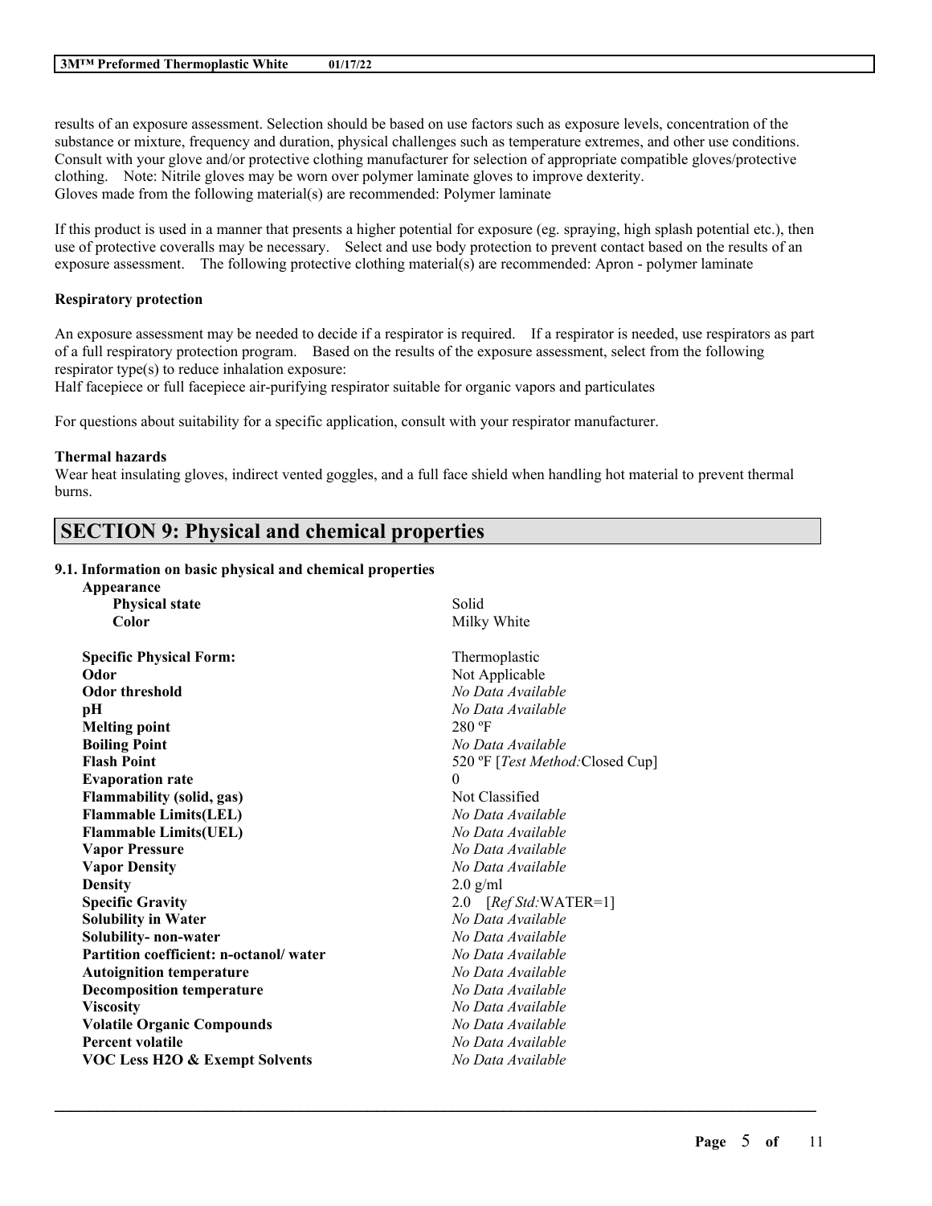results of an exposure assessment. Selection should be based on use factors such as exposure levels, concentration of the substance or mixture, frequency and duration, physical challenges such as temperature extremes, and other use conditions. Consult with your glove and/or protective clothing manufacturer for selection of appropriate compatible gloves/protective clothing. Note: Nitrile gloves may be worn over polymer laminate gloves to improve dexterity.
Gloves made from the following material(s) are recommended: Polymer laminate

If this product is used in a manner that presents a higher potential for exposure (eg. spraying, high splash potential etc.), then use of protective coveralls may be necessary. Select and use body protection to prevent contact based on the results of an exposure assessment. The following protective clothing material(s) are recommended: Apron - polymer laminate

**Respiratory protection**

An exposure assessment may be needed to decide if a respirator is required. If a respirator is needed, use respirators as part of a full respiratory protection program. Based on the results of the exposure assessment, select from the following respirator type(s) to reduce inhalation exposure:
Half facepiece or full facepiece air-purifying respirator suitable for organic vapors and particulates

For questions about suitability for a specific application, consult with your respirator manufacturer.

**Thermal hazards**
Wear heat insulating gloves, indirect vented goggles, and a full face shield when handling hot material to prevent thermal burns.

## SECTION 9: Physical and chemical properties

### 9.1. Information on basic physical and chemical properties

| Property | Value |
|---|---|
| **Appearance** | |
| **Physical state** | Solid |
| **Color** | Milky White |
| **Specific Physical Form:** | Thermoplastic |
| **Odor** | Not Applicable |
| **Odor threshold** | *No Data Available* |
| **pH** | *No Data Available* |
| **Melting point** | 280 ºF |
| **Boiling Point** | *No Data Available* |
| **Flash Point** | 520 ºF [*Test Method:*Closed Cup] |
| **Evaporation rate** | 0 |
| **Flammability (solid, gas)** | Not Classified |
| **Flammable Limits(LEL)** | *No Data Available* |
| **Flammable Limits(UEL)** | *No Data Available* |
| **Vapor Pressure** | *No Data Available* |
| **Vapor Density** | *No Data Available* |
| **Density** | 2.0 g/ml |
| **Specific Gravity** | 2.0 [*Ref Std:*WATER=1] |
| **Solubility in Water** | *No Data Available* |
| **Solubility- non-water** | *No Data Available* |
| **Partition coefficient: n-octanol/ water** | *No Data Available* |
| **Autoignition temperature** | *No Data Available* |
| **Decomposition temperature** | *No Data Available* |
| **Viscosity** | *No Data Available* |
| **Volatile Organic Compounds** | *No Data Available* |
| **Percent volatile** | *No Data Available* |
| **VOC Less H2O & Exempt Solvents** | *No Data Available* |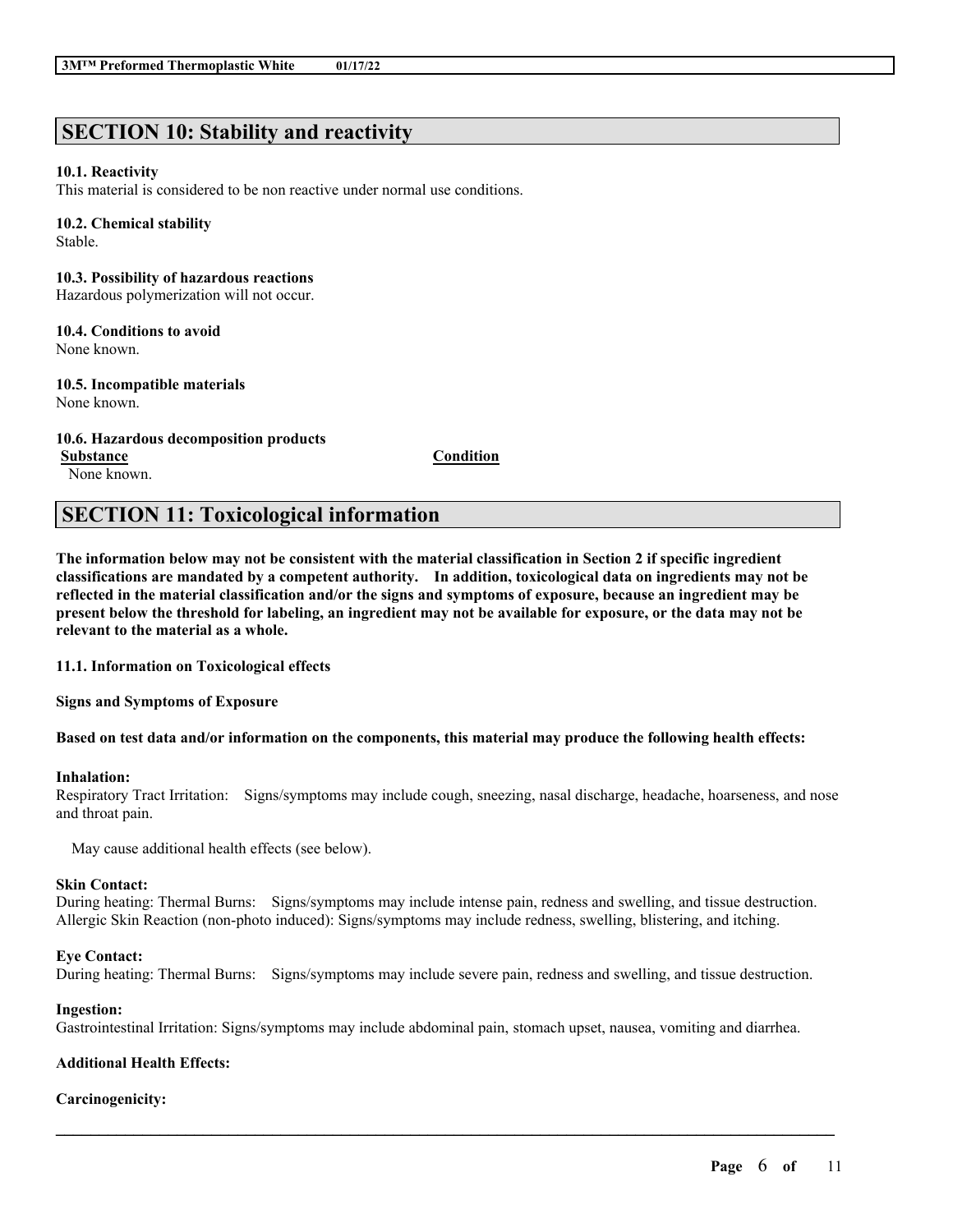## SECTION 10: Stability and reactivity

**10.1. Reactivity**
This material is considered to be non reactive under normal use conditions.

**10.2. Chemical stability**
Stable.

**10.3. Possibility of hazardous reactions**
Hazardous polymerization will not occur.

**10.4. Conditions to avoid**
None known.

**10.5. Incompatible materials**
None known.

**10.6. Hazardous decomposition products**

| Substance | Condition |
|---|---|
| None known. | |

## SECTION 11: Toxicological information

**The information below may not be consistent with the material classification in Section 2 if specific ingredient classifications are mandated by a competent authority. In addition, toxicological data on ingredients may not be reflected in the material classification and/or the signs and symptoms of exposure, because an ingredient may be present below the threshold for labeling, an ingredient may not be available for exposure, or the data may not be relevant to the material as a whole.**

**11.1. Information on Toxicological effects**

**Signs and Symptoms of Exposure**

**Based on test data and/or information on the components, this material may produce the following health effects:**

**Inhalation:**
Respiratory Tract Irritation: Signs/symptoms may include cough, sneezing, nasal discharge, headache, hoarseness, and nose and throat pain.

May cause additional health effects (see below).

**Skin Contact:**
During heating: Thermal Burns: Signs/symptoms may include intense pain, redness and swelling, and tissue destruction.
Allergic Skin Reaction (non-photo induced): Signs/symptoms may include redness, swelling, blistering, and itching.

**Eye Contact:**
During heating: Thermal Burns: Signs/symptoms may include severe pain, redness and swelling, and tissue destruction.

**Ingestion:**
Gastrointestinal Irritation: Signs/symptoms may include abdominal pain, stomach upset, nausea, vomiting and diarrhea.

**Additional Health Effects:**

**Carcinogenicity:**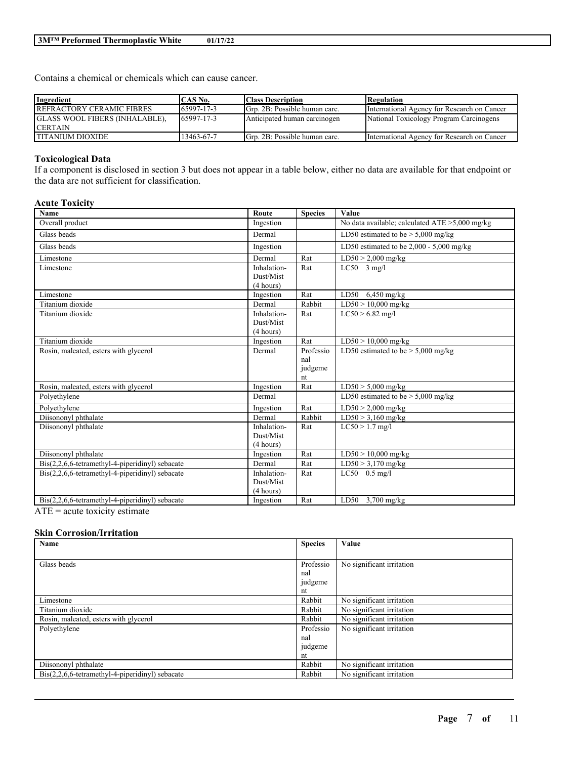Contains a chemical or chemicals which can cause cancer.

| Ingredient | CAS No. | Class Description | Regulation |
|---|---|---|---|
| REFRACTORY CERAMIC FIBRES | 65997-17-3 | Grp. 2B: Possible human carc. | International Agency for Research on Cancer |
| GLASS WOOL FIBERS (INHALABLE), CERTAIN | 65997-17-3 | Anticipated human carcinogen | National Toxicology Program Carcinogens |
| TITANIUM DIOXIDE | 13463-67-7 | Grp. 2B: Possible human carc. | International Agency for Research on Cancer |

**Toxicological Data**

If a component is disclosed in section 3 but does not appear in a table below, either no data are available for that endpoint or the data are not sufficient for classification.

**Acute Toxicity**

| Name | Route | Species | Value |
|---|---|---|---|
| Overall product | Ingestion | | No data available; calculated ATE >5,000 mg/kg |
| Glass beads | Dermal | | LD50 estimated to be > 5,000 mg/kg |
| Glass beads | Ingestion | | LD50 estimated to be 2,000 - 5,000 mg/kg |
| Limestone | Dermal | Rat | LD50 > 2,000 mg/kg |
| Limestone | Inhalation-Dust/Mist (4 hours) | Rat | LC50 3 mg/l |
| Limestone | Ingestion | Rat | LD50 6,450 mg/kg |
| Titanium dioxide | Dermal | Rabbit | LD50 > 10,000 mg/kg |
| Titanium dioxide | Inhalation-Dust/Mist (4 hours) | Rat | LC50 > 6.82 mg/l |
| Titanium dioxide | Ingestion | Rat | LD50 > 10,000 mg/kg |
| Rosin, maleated, esters with glycerol | Dermal | Professional judgement | LD50 estimated to be > 5,000 mg/kg |
| Rosin, maleated, esters with glycerol | Ingestion | Rat | LD50 > 5,000 mg/kg |
| Polyethylene | Dermal | | LD50 estimated to be > 5,000 mg/kg |
| Polyethylene | Ingestion | Rat | LD50 > 2,000 mg/kg |
| Diisononyl phthalate | Dermal | Rabbit | LD50 > 3,160 mg/kg |
| Diisononyl phthalate | Inhalation-Dust/Mist (4 hours) | Rat | LC50 > 1.7 mg/l |
| Diisononyl phthalate | Ingestion | Rat | LD50 > 10,000 mg/kg |
| Bis(2,2,6,6-tetramethyl-4-piperidinyl) sebacate | Dermal | Rat | LD50 > 3,170 mg/kg |
| Bis(2,2,6,6-tetramethyl-4-piperidinyl) sebacate | Inhalation-Dust/Mist (4 hours) | Rat | LC50 0.5 mg/l |
| Bis(2,2,6,6-tetramethyl-4-piperidinyl) sebacate | Ingestion | Rat | LD50 3,700 mg/kg |

ATE = acute toxicity estimate

**Skin Corrosion/Irritation**

| Name | Species | Value |
|---|---|---|
| Glass beads | Professional judgement | No significant irritation |
| Limestone | Rabbit | No significant irritation |
| Titanium dioxide | Rabbit | No significant irritation |
| Rosin, maleated, esters with glycerol | Rabbit | No significant irritation |
| Polyethylene | Professional judgement | No significant irritation |
| Diisononyl phthalate | Rabbit | No significant irritation |
| Bis(2,2,6,6-tetramethyl-4-piperidinyl) sebacate | Rabbit | No significant irritation |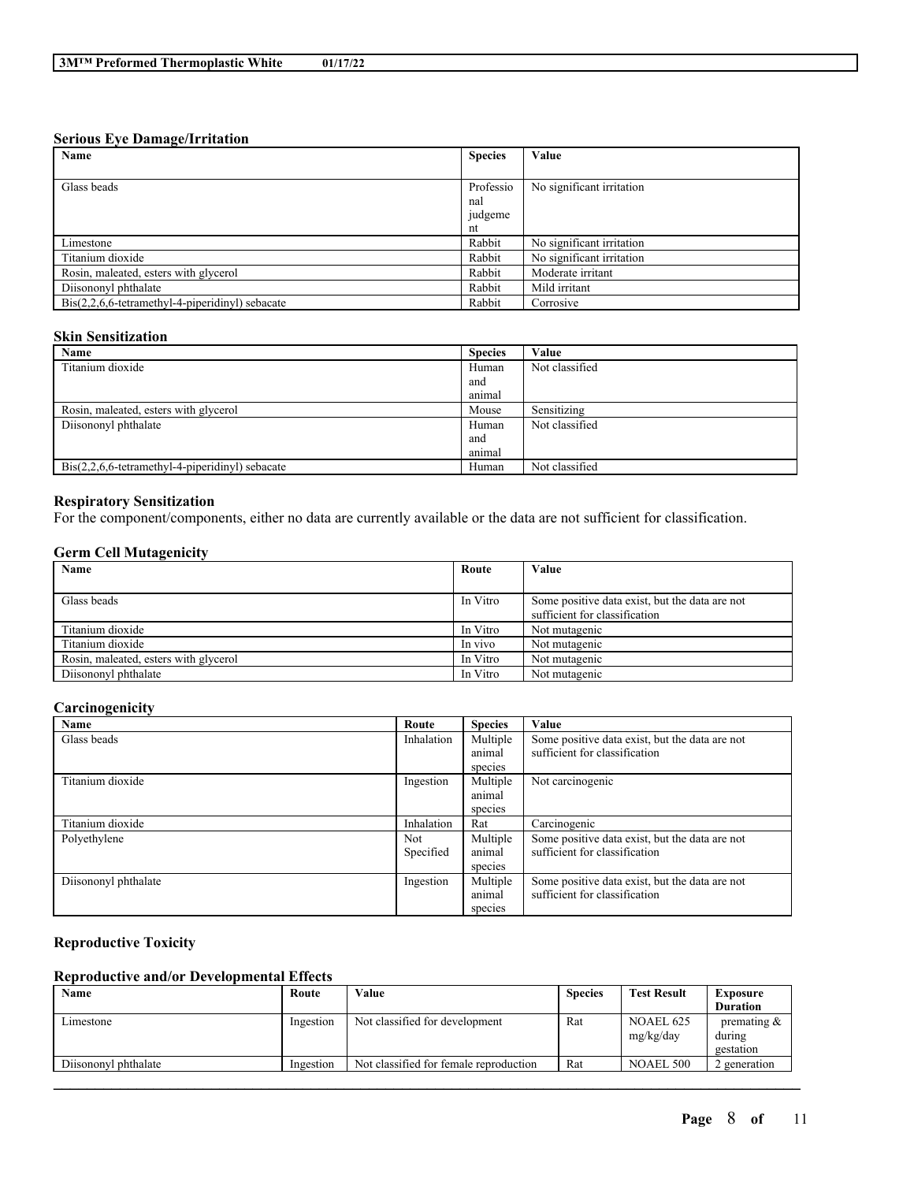### Serious Eye Damage/Irritation

| Name | Species | Value |
|---|---|---|
| Glass beads | Professional judgement | No significant irritation |
| Limestone | Rabbit | No significant irritation |
| Titanium dioxide | Rabbit | No significant irritation |
| Rosin, maleated, esters with glycerol | Rabbit | Moderate irritant |
| Diisononyl phthalate | Rabbit | Mild irritant |
| Bis(2,2,6,6-tetramethyl-4-piperidinyl) sebacate | Rabbit | Corrosive |

### Skin Sensitization

| Name | Species | Value |
|---|---|---|
| Titanium dioxide | Human and animal | Not classified |
| Rosin, maleated, esters with glycerol | Mouse | Sensitizing |
| Diisononyl phthalate | Human and animal | Not classified |
| Bis(2,2,6,6-tetramethyl-4-piperidinyl) sebacate | Human | Not classified |

### Respiratory Sensitization

For the component/components, either no data are currently available or the data are not sufficient for classification.

### Germ Cell Mutagenicity

| Name | Route | Value |
|---|---|---|
| Glass beads | In Vitro | Some positive data exist, but the data are not sufficient for classification |
| Titanium dioxide | In Vitro | Not mutagenic |
| Titanium dioxide | In vivo | Not mutagenic |
| Rosin, maleated, esters with glycerol | In Vitro | Not mutagenic |
| Diisononyl phthalate | In Vitro | Not mutagenic |

### Carcinogenicity

| Name | Route | Species | Value |
|---|---|---|---|
| Glass beads | Inhalation | Multiple animal species | Some positive data exist, but the data are not sufficient for classification |
| Titanium dioxide | Ingestion | Multiple animal species | Not carcinogenic |
| Titanium dioxide | Inhalation | Rat | Carcinogenic |
| Polyethylene | Not Specified | Multiple animal species | Some positive data exist, but the data are not sufficient for classification |
| Diisononyl phthalate | Ingestion | Multiple animal species | Some positive data exist, but the data are not sufficient for classification |

### Reproductive Toxicity

### Reproductive and/or Developmental Effects

| Name | Route | Value | Species | Test Result | Exposure Duration |
|---|---|---|---|---|---|
| Limestone | Ingestion | Not classified for development | Rat | NOAEL 625 mg/kg/day | premating & during gestation |
| Diisononyl phthalate | Ingestion | Not classified for female reproduction | Rat | NOAEL 500 | 2 generation |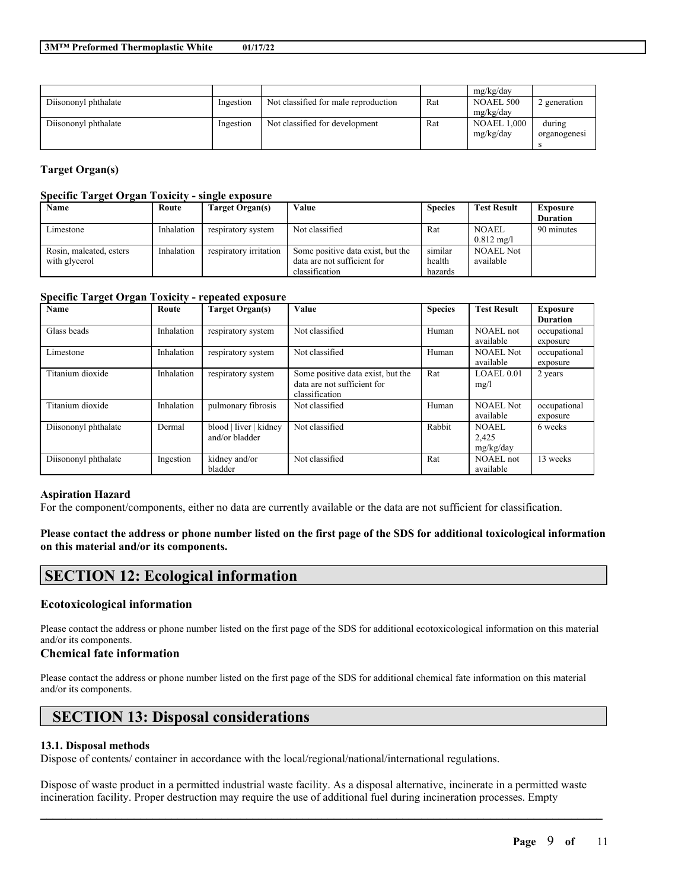| | | | | mg/kg/day | |
|---|---|---|---|---|---|
| Diisononyl phthalate | Ingestion | Not classified for male reproduction | Rat | NOAEL 500 mg/kg/day | 2 generation |
| Diisononyl phthalate | Ingestion | Not classified for development | Rat | NOAEL 1,000 mg/kg/day | during organogenesis |

### Target Organ(s)

#### Specific Target Organ Toxicity - single exposure

| Name | Route | Target Organ(s) | Value | Species | Test Result | Exposure Duration |
|---|---|---|---|---|---|---|
| Limestone | Inhalation | respiratory system | Not classified | Rat | NOAEL 0.812 mg/l | 90 minutes |
| Rosin, maleated, esters with glycerol | Inhalation | respiratory irritation | Some positive data exist, but the data are not sufficient for classification | similar health hazards | NOAEL Not available | |

#### Specific Target Organ Toxicity - repeated exposure

| Name | Route | Target Organ(s) | Value | Species | Test Result | Exposure Duration |
|---|---|---|---|---|---|---|
| Glass beads | Inhalation | respiratory system | Not classified | Human | NOAEL not available | occupational exposure |
| Limestone | Inhalation | respiratory system | Not classified | Human | NOAEL Not available | occupational exposure |
| Titanium dioxide | Inhalation | respiratory system | Some positive data exist, but the data are not sufficient for classification | Rat | LOAEL 0.01 mg/l | 2 years |
| Titanium dioxide | Inhalation | pulmonary fibrosis | Not classified | Human | NOAEL Not available | occupational exposure |
| Diisononyl phthalate | Dermal | blood \| liver \| kidney and/or bladder | Not classified | Rabbit | NOAEL 2,425 mg/kg/day | 6 weeks |
| Diisononyl phthalate | Ingestion | kidney and/or bladder | Not classified | Rat | NOAEL not available | 13 weeks |

### Aspiration Hazard

For the component/components, either no data are currently available or the data are not sufficient for classification.

**Please contact the address or phone number listed on the first page of the SDS for additional toxicological information on this material and/or its components.**

## SECTION 12: Ecological information

### Ecotoxicological information

Please contact the address or phone number listed on the first page of the SDS for additional ecotoxicological information on this material and/or its components.

### Chemical fate information

Please contact the address or phone number listed on the first page of the SDS for additional chemical fate information on this material and/or its components.

## SECTION 13: Disposal considerations

#### 13.1. Disposal methods

Dispose of contents/ container in accordance with the local/regional/national/international regulations.

Dispose of waste product in a permitted industrial waste facility. As a disposal alternative, incinerate in a permitted waste incineration facility. Proper destruction may require the use of additional fuel during incineration processes. Empty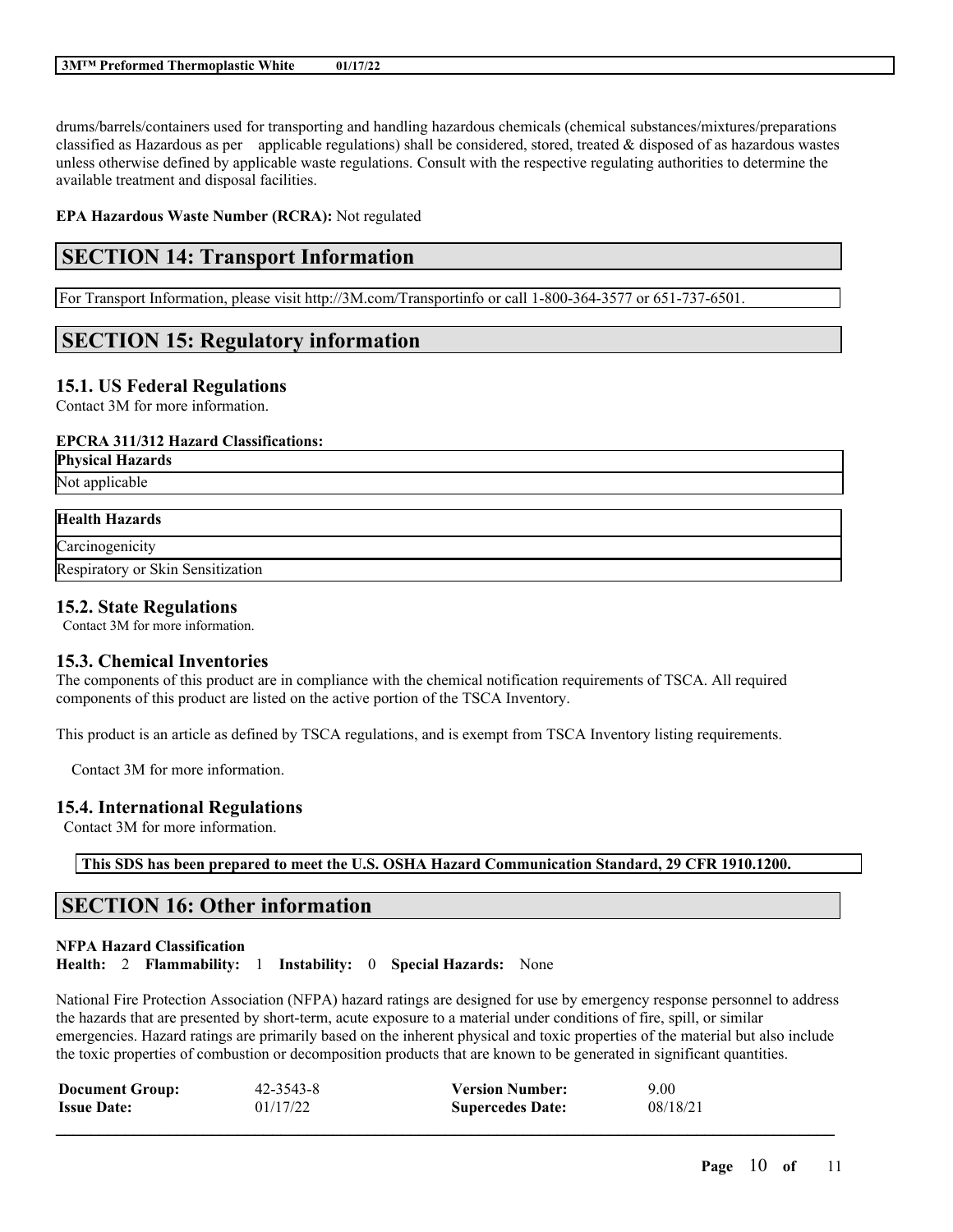drums/barrels/containers used for transporting and handling hazardous chemicals (chemical substances/mixtures/preparations classified as Hazardous as per applicable regulations) shall be considered, stored, treated & disposed of as hazardous wastes unless otherwise defined by applicable waste regulations. Consult with the respective regulating authorities to determine the available treatment and disposal facilities.

**EPA Hazardous Waste Number (RCRA):** Not regulated

## SECTION 14: Transport Information

For Transport Information, please visit http://3M.com/Transportinfo or call 1-800-364-3577 or 651-737-6501.

## SECTION 15: Regulatory information

### 15.1. US Federal Regulations

Contact 3M for more information.

**EPCRA 311/312 Hazard Classifications:**

| **Physical Hazards** |
| --- |
| Not applicable |

| **Health Hazards** |
| --- |
| Carcinogenicity |
| Respiratory or Skin Sensitization |

### 15.2. State Regulations

Contact 3M for more information.

### 15.3. Chemical Inventories

The components of this product are in compliance with the chemical notification requirements of TSCA. All required components of this product are listed on the active portion of the TSCA Inventory.

This product is an article as defined by TSCA regulations, and is exempt from TSCA Inventory listing requirements.

Contact 3M for more information.

### 15.4. International Regulations

Contact 3M for more information.

**This SDS has been prepared to meet the U.S. OSHA Hazard Communication Standard, 29 CFR 1910.1200.**

## SECTION 16: Other information

**NFPA Hazard Classification**

**Health:** 2 **Flammability:** 1 **Instability:** 0 **Special Hazards:** None

National Fire Protection Association (NFPA) hazard ratings are designed for use by emergency response personnel to address the hazards that are presented by short-term, acute exposure to a material under conditions of fire, spill, or similar emergencies. Hazard ratings are primarily based on the inherent physical and toxic properties of the material but also include the toxic properties of combustion or decomposition products that are known to be generated in significant quantities.

| **Document Group:** | 42-3543-8 | **Version Number:** | 9.00 |
| --- | --- | --- | --- |
| **Issue Date:** | 01/17/22 | **Supercedes Date:** | 08/18/21 |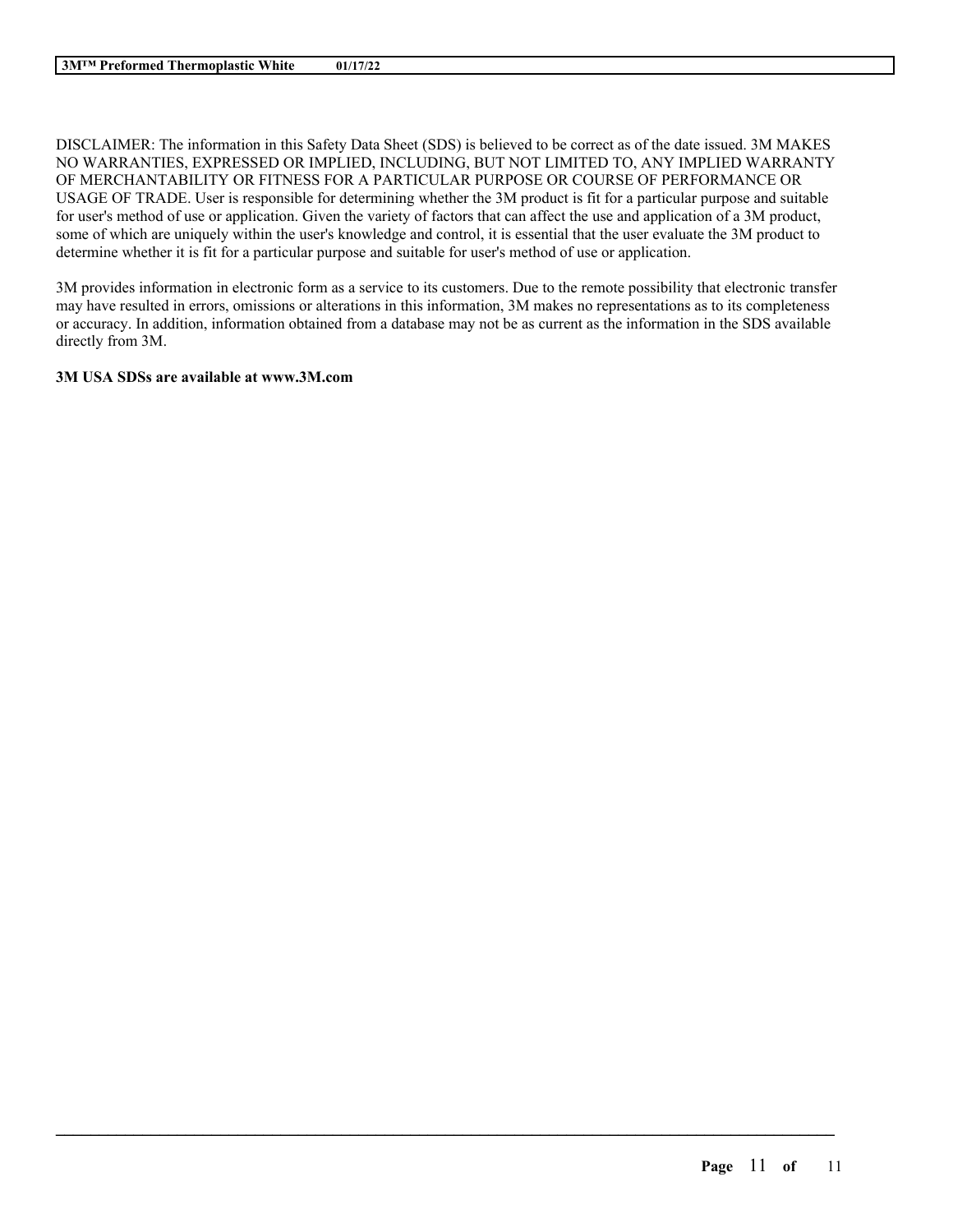DISCLAIMER: The information in this Safety Data Sheet (SDS) is believed to be correct as of the date issued. 3M MAKES NO WARRANTIES, EXPRESSED OR IMPLIED, INCLUDING, BUT NOT LIMITED TO, ANY IMPLIED WARRANTY OF MERCHANTABILITY OR FITNESS FOR A PARTICULAR PURPOSE OR COURSE OF PERFORMANCE OR USAGE OF TRADE. User is responsible for determining whether the 3M product is fit for a particular purpose and suitable for user's method of use or application. Given the variety of factors that can affect the use and application of a 3M product, some of which are uniquely within the user's knowledge and control, it is essential that the user evaluate the 3M product to determine whether it is fit for a particular purpose and suitable for user's method of use or application.

3M provides information in electronic form as a service to its customers. Due to the remote possibility that electronic transfer may have resulted in errors, omissions or alterations in this information, 3M makes no representations as to its completeness or accuracy. In addition, information obtained from a database may not be as current as the information in the SDS available directly from 3M.

**3M USA SDSs are available at www.3M.com**